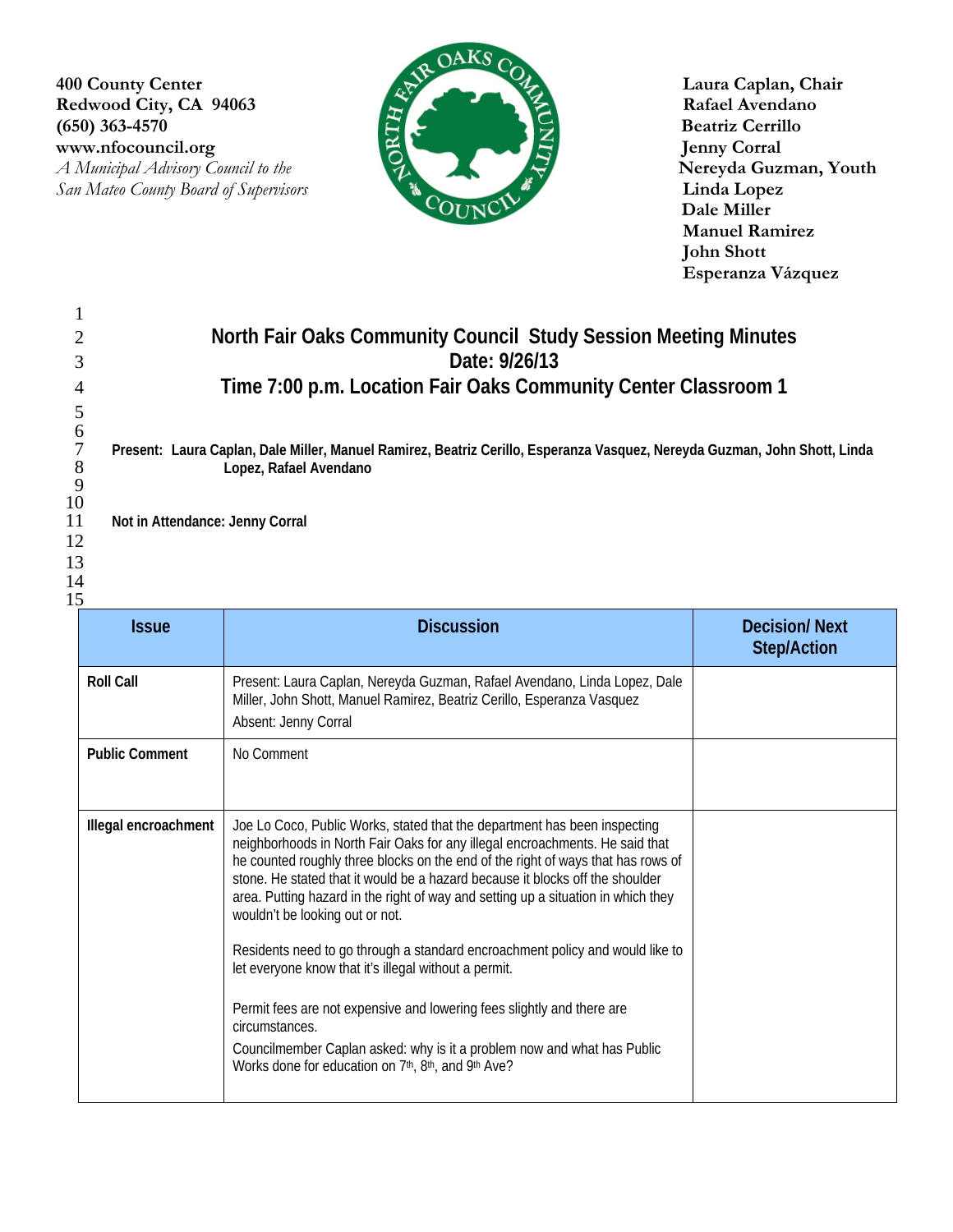400 County Center
Redwood City, CA 94063
(650) 363-4570
www.nfocouncil.org
*A Municipal Advisory Council to the San Mateo County Board of Supervisors*

**Laura Caplan, Chair**
**Rafael Avendano**
**Beatriz Cerrillo**
**Jenny Corral**
**Nereyda Guzman, Youth**
**Linda Lopez**
**Dale Miller**
**Manuel Ramirez**
**John Shott**
**Esperanza Vázquez**

# North Fair Oaks Community Council Study Session Meeting Minutes

## Date: 9/26/13

## Time 7:00 p.m. Location Fair Oaks Community Center Classroom 1

**Present: Laura Caplan, Dale Miller, Manuel Ramirez, Beatriz Cerillo, Esperanza Vasquez, Nereyda Guzman, John Shott, Linda Lopez, Rafael Avendano**

**Not in Attendance: Jenny Corral**

| Issue | Discussion | Decision/ Next Step/Action |
|---|---|---|
| **Roll Call** | Present: Laura Caplan, Nereyda Guzman, Rafael Avendano, Linda Lopez, Dale Miller, John Shott, Manuel Ramirez, Beatriz Cerillo, Esperanza Vasquez<br>Absent: Jenny Corral | |
| **Public Comment** | No Comment | |
| **Illegal encroachment** | Joe Lo Coco, Public Works, stated that the department has been inspecting neighborhoods in North Fair Oaks for any illegal encroachments. He said that he counted roughly three blocks on the end of the right of ways that has rows of stone. He stated that it would be a hazard because it blocks off the shoulder area. Putting hazard in the right of way and setting up a situation in which they wouldn't be looking out or not.<br><br>Residents need to go through a standard encroachment policy and would like to let everyone know that it's illegal without a permit.<br><br>Permit fees are not expensive and lowering fees slightly and there are circumstances.<br><br>Councilmember Caplan asked: why is it a problem now and what has Public Works done for education on 7th, 8th, and 9th Ave? | |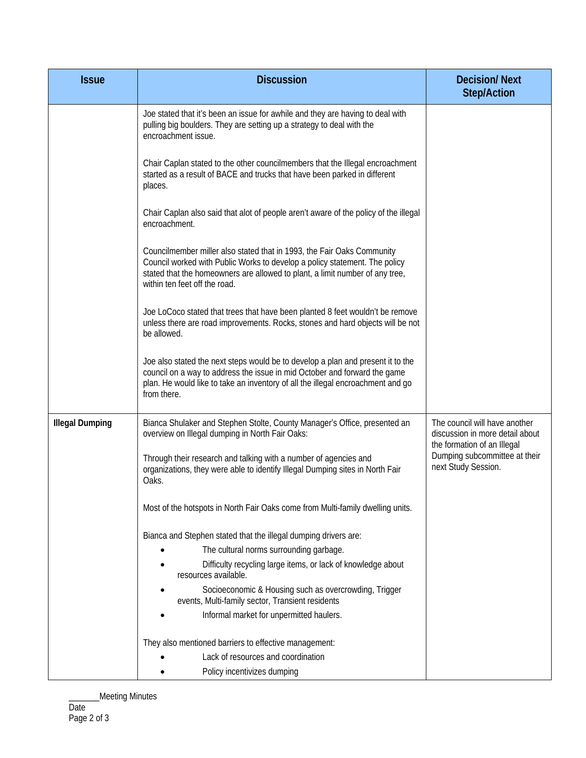| Issue | Discussion | Decision/ Next Step/Action |
|---|---|---|
| | Joe stated that it's been an issue for awhile and they are having to deal with pulling big boulders. They are setting up a strategy to deal with the encroachment issue.<br><br>Chair Caplan stated to the other councilmembers that the Illegal encroachment started as a result of BACE and trucks that have been parked in different places.<br><br>Chair Caplan also said that alot of people aren't aware of the policy of the illegal encroachment.<br><br>Councilmember miller also stated that in 1993, the Fair Oaks Community Council worked with Public Works to develop a policy statement. The policy stated that the homeowners are allowed to plant, a limit number of any tree, within ten feet off the road.<br><br>Joe LoCoco stated that trees that have been planted 8 feet wouldn't be remove unless there are road improvements. Rocks, stones and hard objects will be not be allowed.<br><br>Joe also stated the next steps would be to develop a plan and present it to the council on a way to address the issue in mid October and forward the game plan. He would like to take an inventory of all the illegal encroachment and go from there. | |
| **Illegal Dumping** | Bianca Shulaker and Stephen Stolte, County Manager's Office, presented an overview on Illegal dumping in North Fair Oaks:<br><br>Through their research and talking with a number of agencies and organizations, they were able to identify Illegal Dumping sites in North Fair Oaks.<br><br>Most of the hotspots in North Fair Oaks come from Multi-family dwelling units.<br><br>Bianca and Stephen stated that the illegal dumping drivers are:<br>• The cultural norms surrounding garbage.<br>• Difficulty recycling large items, or lack of knowledge about resources available.<br>• Socioeconomic & Housing such as overcrowding, Trigger events, Multi-family sector, Transient residents<br>• Informal market for unpermitted haulers.<br><br>They also mentioned barriers to effective management:<br>• Lack of resources and coordination<br>• Policy incentivizes dumping | The council will have another discussion in more detail about the formation of an Illegal Dumping subcommittee at their next Study Session. |

_______Meeting Minutes
Date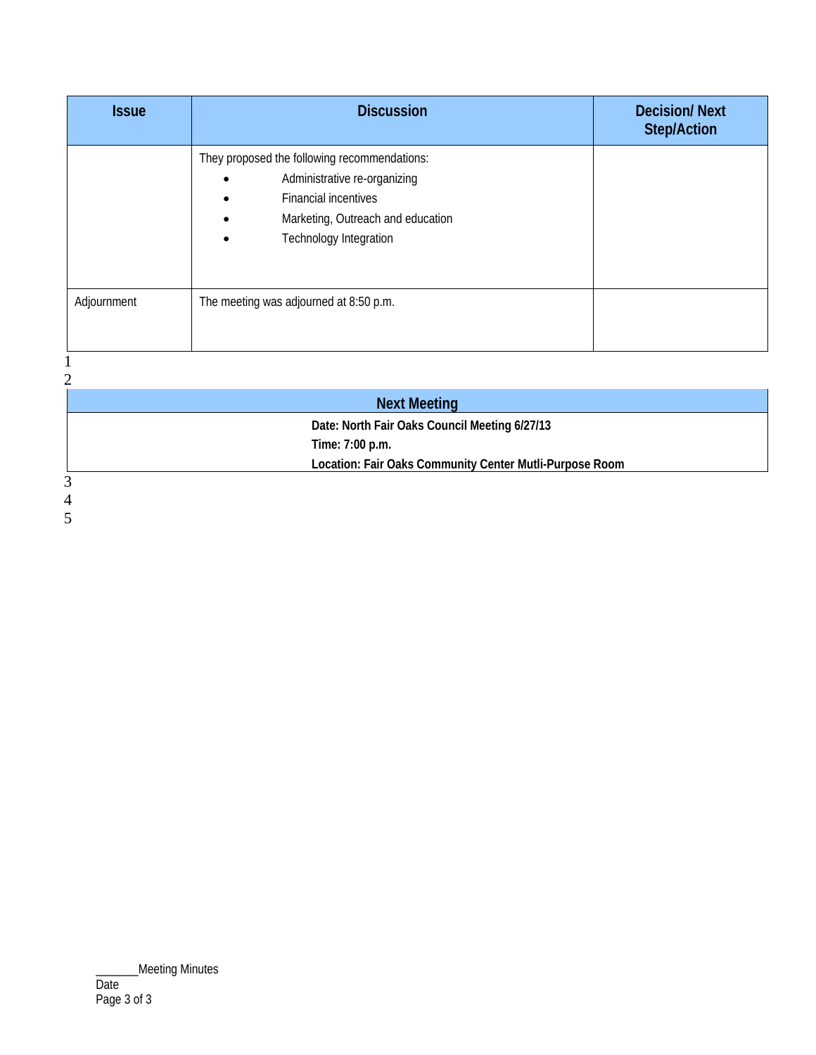| Issue | Discussion | Decision/ Next Step/Action |
| --- | --- | --- |
| | They proposed the following recommendations:<br>• Administrative re-organizing<br>• Financial incentives<br>• Marketing, Outreach and education<br>• Technology Integration | |
| Adjournment | The meeting was adjourned at 8:50 p.m. | |

1
2

| Next Meeting |
| --- |
| **Date: North Fair Oaks Council Meeting 6/27/13**<br>**Time: 7:00 p.m.**<br>**Location: Fair Oaks Community Center Mutli-Purpose Room** |

3
4
5

_______Meeting Minutes
Date